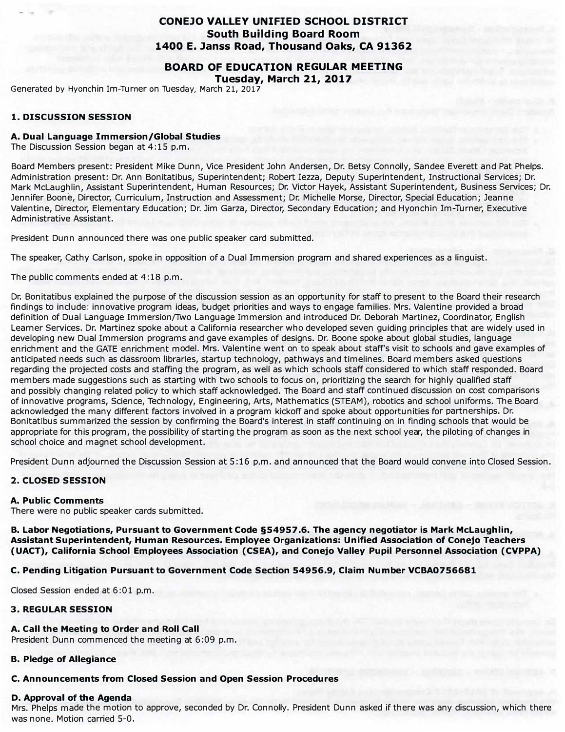# CONEJO VALLEY UNIFIED SCHOOL DISTRICT
## South Building Board Room
## 1400 E. Janss Road, Thousand Oaks, CA 91362

## BOARD OF EDUCATION REGULAR MEETING
## Tuesday, March 21, 2017

Generated by Hyonchin Im-Turner on Tuesday, March 21, 2017

### 1. DISCUSSION SESSION

**A. Dual Language Immersion/Global Studies**
The Discussion Session began at 4:15 p.m.

Board Members present: President Mike Dunn, Vice President John Andersen, Dr. Betsy Connolly, Sandee Everett and Pat Phelps. Administration present: Dr. Ann Bonitatibus, Superintendent; Robert Iezza, Deputy Superintendent, Instructional Services; Dr. Mark McLaughlin, Assistant Superintendent, Human Resources; Dr. Victor Hayek, Assistant Superintendent, Business Services; Dr. Jennifer Boone, Director, Curriculum, Instruction and Assessment; Dr. Michelle Morse, Director, Special Education; Jeanne Valentine, Director, Elementary Education; Dr. Jim Garza, Director, Secondary Education; and Hyonchin Im-Turner, Executive Administrative Assistant.

President Dunn announced there was one public speaker card submitted.

The speaker, Cathy Carlson, spoke in opposition of a Dual Immersion program and shared experiences as a linguist.

The public comments ended at 4:18 p.m.

Dr. Bonitatibus explained the purpose of the discussion session as an opportunity for staff to present to the Board their research findings to include: innovative program ideas, budget priorities and ways to engage families. Mrs. Valentine provided a broad definition of Dual Language Immersion/Two Language Immersion and introduced Dr. Deborah Martinez, Coordinator, English Learner Services. Dr. Martinez spoke about a California researcher who developed seven guiding principles that are widely used in developing new Dual Immersion programs and gave examples of designs. Dr. Boone spoke about global studies, language enrichment and the GATE enrichment model. Mrs. Valentine went on to speak about staff's visit to schools and gave examples of anticipated needs such as classroom libraries, startup technology, pathways and timelines. Board members asked questions regarding the projected costs and staffing the program, as well as which schools staff considered to which staff responded. Board members made suggestions such as starting with two schools to focus on, prioritizing the search for highly qualified staff and possibly changing related policy to which staff acknowledged. The Board and staff continued discussion on cost comparisons of innovative programs, Science, Technology, Engineering, Arts, Mathematics (STEAM), robotics and school uniforms. The Board acknowledged the many different factors involved in a program kickoff and spoke about opportunities for partnerships. Dr. Bonitatibus summarized the session by confirming the Board's interest in staff continuing on in finding schools that would be appropriate for this program, the possibility of starting the program as soon as the next school year, the piloting of changes in school choice and magnet school development.

President Dunn adjourned the Discussion Session at 5:16 p.m. and announced that the Board would convene into Closed Session.

### 2. CLOSED SESSION

**A. Public Comments**
There were no public speaker cards submitted.

**B. Labor Negotiations, Pursuant to Government Code §54957.6. The agency negotiator is Mark McLaughlin, Assistant Superintendent, Human Resources. Employee Organizations: Unified Association of Conejo Teachers (UACT), California School Employees Association (CSEA), and Conejo Valley Pupil Personnel Association (CVPPA)**

**C. Pending Litigation Pursuant to Government Code Section 54956.9, Claim Number VCBA0756681**

Closed Session ended at 6:01 p.m.

### 3. REGULAR SESSION

**A. Call the Meeting to Order and Roll Call**
President Dunn commenced the meeting at 6:09 p.m.

**B. Pledge of Allegiance**

**C. Announcements from Closed Session and Open Session Procedures**

**D. Approval of the Agenda**
Mrs. Phelps made the motion to approve, seconded by Dr. Connolly. President Dunn asked if there was any discussion, which there was none. Motion carried 5-0.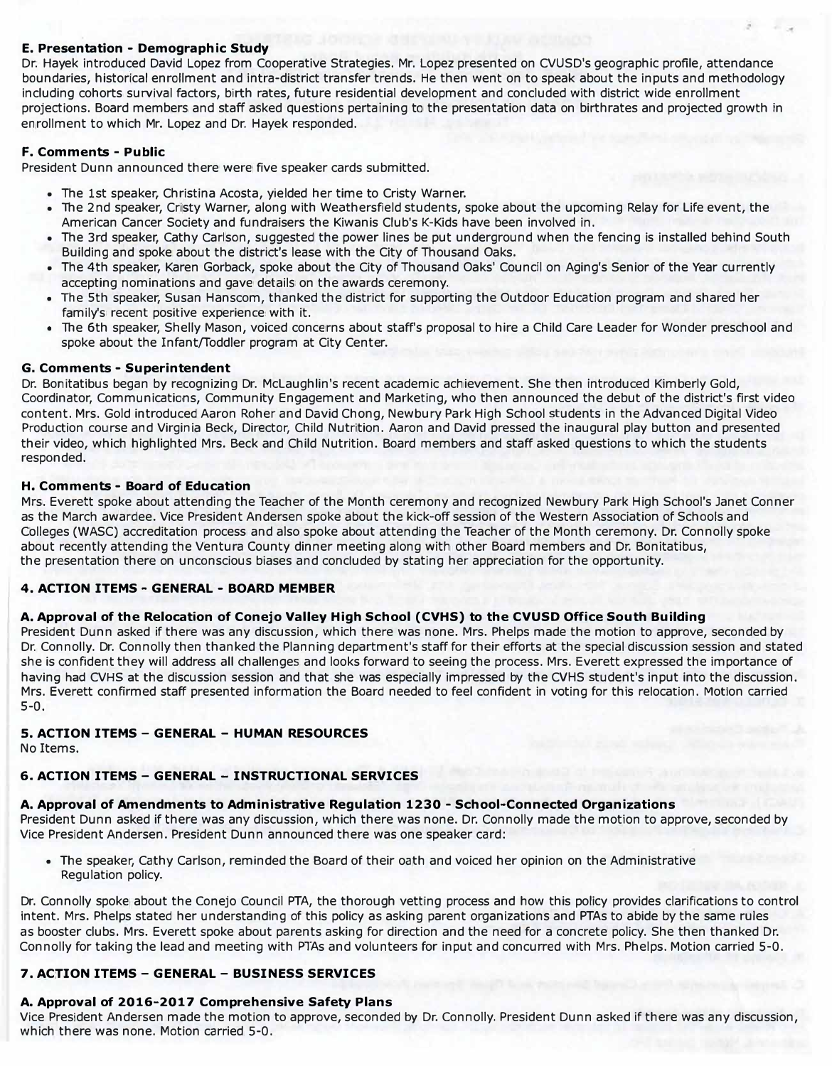### E. Presentation - Demographic Study

Dr. Hayek introduced David Lopez from Cooperative Strategies. Mr. Lopez presented on CVUSD's geographic profile, attendance boundaries, historical enrollment and intra-district transfer trends. He then went on to speak about the inputs and methodology including cohorts survival factors, birth rates, future residential development and concluded with district wide enrollment projections. Board members and staff asked questions pertaining to the presentation data on birthrates and projected growth in enrollment to which Mr. Lopez and Dr. Hayek responded.

### F. Comments - Public

President Dunn announced there were five speaker cards submitted.

- The 1st speaker, Christina Acosta, yielded her time to Cristy Warner.
- The 2nd speaker, Cristy Warner, along with Weathersfield students, spoke about the upcoming Relay for Life event, the American Cancer Society and fundraisers the Kiwanis Club's K-Kids have been involved in.
- The 3rd speaker, Cathy Carlson, suggested the power lines be put underground when the fencing is installed behind South Building and spoke about the district's lease with the City of Thousand Oaks.
- The 4th speaker, Karen Gorback, spoke about the City of Thousand Oaks' Council on Aging's Senior of the Year currently accepting nominations and gave details on the awards ceremony.
- The 5th speaker, Susan Hanscom, thanked the district for supporting the Outdoor Education program and shared her family's recent positive experience with it.
- The 6th speaker, Shelly Mason, voiced concerns about staff's proposal to hire a Child Care Leader for Wonder preschool and spoke about the Infant/Toddler program at City Center.

### G. Comments - Superintendent

Dr. Bonitatibus began by recognizing Dr. McLaughlin's recent academic achievement. She then introduced Kimberly Gold, Coordinator, Communications, Community Engagement and Marketing, who then announced the debut of the district's first video content. Mrs. Gold introduced Aaron Roher and David Chong, Newbury Park High School students in the Advanced Digital Video Production course and Virginia Beck, Director, Child Nutrition. Aaron and David pressed the inaugural play button and presented their video, which highlighted Mrs. Beck and Child Nutrition. Board members and staff asked questions to which the students responded.

### H. Comments - Board of Education

Mrs. Everett spoke about attending the Teacher of the Month ceremony and recognized Newbury Park High School's Janet Conner as the March awardee. Vice President Andersen spoke about the kick-off session of the Western Association of Schools and Colleges (WASC) accreditation process and also spoke about attending the Teacher of the Month ceremony. Dr. Connolly spoke about recently attending the Ventura County dinner meeting along with other Board members and Dr. Bonitatibus, the presentation there on unconscious biases and concluded by stating her appreciation for the opportunity.

## 4. ACTION ITEMS - GENERAL - BOARD MEMBER

### A. Approval of the Relocation of Conejo Valley High School (CVHS) to the CVUSD Office South Building

President Dunn asked if there was any discussion, which there was none. Mrs. Phelps made the motion to approve, seconded by Dr. Connolly. Dr. Connolly then thanked the Planning department's staff for their efforts at the special discussion session and stated she is confident they will address all challenges and looks forward to seeing the process. Mrs. Everett expressed the importance of having had CVHS at the discussion session and that she was especially impressed by the CVHS students' input into the discussion. Mrs. Everett confirmed staff presented information the Board needed to feel confident in voting for this relocation. Motion carried 5-0.

## 5. ACTION ITEMS – GENERAL – HUMAN RESOURCES

No Items.

## 6. ACTION ITEMS – GENERAL – INSTRUCTIONAL SERVICES

### A. Approval of Amendments to Administrative Regulation 1230 - School-Connected Organizations

President Dunn asked if there was any discussion, which there was none. Dr. Connolly made the motion to approve, seconded by Vice President Andersen. President Dunn announced there was one speaker card:

- The speaker, Cathy Carlson, reminded the Board of their oath and voiced her opinion on the Administrative Regulation policy.

Dr. Connolly spoke about the Conejo Council PTA, the thorough vetting process and how this policy provides clarifications to control intent. Mrs. Phelps stated her understanding of this policy as asking parent organizations and PTAs to abide by the same rules as booster clubs. Mrs. Everett spoke about parents asking for direction and the need for a concrete policy. She then thanked Dr. Connolly for taking the lead and meeting with PTAs and volunteers for input and concurred with Mrs. Phelps. Motion carried 5-0.

## 7. ACTION ITEMS – GENERAL – BUSINESS SERVICES

### A. Approval of 2016-2017 Comprehensive Safety Plans

Vice President Andersen made the motion to approve, seconded by Dr. Connolly. President Dunn asked if there was any discussion, which there was none. Motion carried 5-0.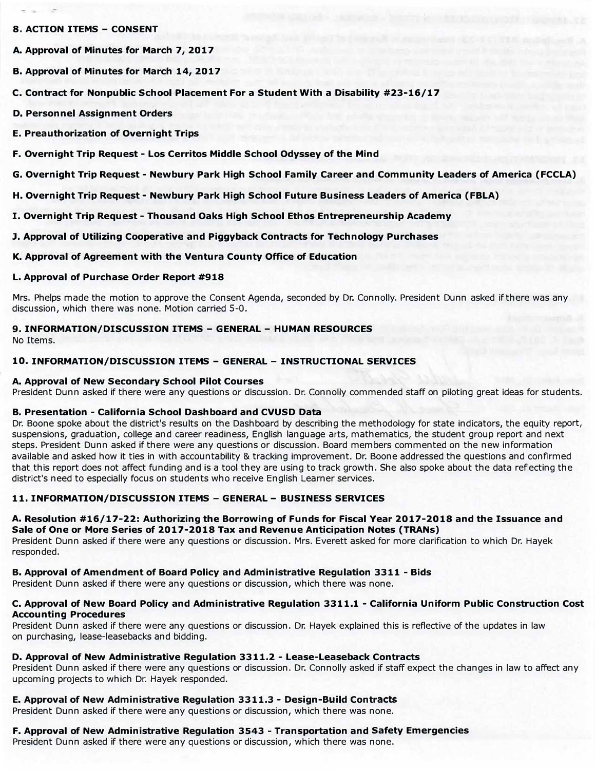## 8. ACTION ITEMS – CONSENT

**A. Approval of Minutes for March 7, 2017**

**B. Approval of Minutes for March 14, 2017**

**C. Contract for Nonpublic School Placement For a Student With a Disability #23-16/17**

**D. Personnel Assignment Orders**

**E. Preauthorization of Overnight Trips**

**F. Overnight Trip Request - Los Cerritos Middle School Odyssey of the Mind**

**G. Overnight Trip Request - Newbury Park High School Family Career and Community Leaders of America (FCCLA)**

**H. Overnight Trip Request - Newbury Park High School Future Business Leaders of America (FBLA)**

**I. Overnight Trip Request - Thousand Oaks High School Ethos Entrepreneurship Academy**

**J. Approval of Utilizing Cooperative and Piggyback Contracts for Technology Purchases**

**K. Approval of Agreement with the Ventura County Office of Education**

**L. Approval of Purchase Order Report #918**

Mrs. Phelps made the motion to approve the Consent Agenda, seconded by Dr. Connolly. President Dunn asked if there was any discussion, which there was none. Motion carried 5-0.

## 9. INFORMATION/DISCUSSION ITEMS – GENERAL – HUMAN RESOURCES

No Items.

## 10. INFORMATION/DISCUSSION ITEMS – GENERAL – INSTRUCTIONAL SERVICES

**A. Approval of New Secondary School Pilot Courses**

President Dunn asked if there were any questions or discussion. Dr. Connolly commended staff on piloting great ideas for students.

**B. Presentation - California School Dashboard and CVUSD Data**

Dr. Boone spoke about the district's results on the Dashboard by describing the methodology for state indicators, the equity report, suspensions, graduation, college and career readiness, English language arts, mathematics, the student group report and next steps. President Dunn asked if there were any questions or discussion. Board members commented on the new information available and asked how it ties in with accountability & tracking improvement. Dr. Boone addressed the questions and confirmed that this report does not affect funding and is a tool they are using to track growth. She also spoke about the data reflecting the district's need to especially focus on students who receive English Learner services.

## 11. INFORMATION/DISCUSSION ITEMS – GENERAL – BUSINESS SERVICES

**A. Resolution #16/17-22: Authorizing the Borrowing of Funds for Fiscal Year 2017-2018 and the Issuance and Sale of One or More Series of 2017-2018 Tax and Revenue Anticipation Notes (TRANs)**

President Dunn asked if there were any questions or discussion. Mrs. Everett asked for more clarification to which Dr. Hayek responded.

**B. Approval of Amendment of Board Policy and Administrative Regulation 3311 - Bids**

President Dunn asked if there were any questions or discussion, which there was none.

**C. Approval of New Board Policy and Administrative Regulation 3311.1 - California Uniform Public Construction Cost Accounting Procedures**

President Dunn asked if there were any questions or discussion. Dr. Hayek explained this is reflective of the updates in law on purchasing, lease-leasebacks and bidding.

**D. Approval of New Administrative Regulation 3311.2 - Lease-Leaseback Contracts**

President Dunn asked if there were any questions or discussion. Dr. Connolly asked if staff expect the changes in law to affect any upcoming projects to which Dr. Hayek responded.

**E. Approval of New Administrative Regulation 3311.3 - Design-Build Contracts**

President Dunn asked if there were any questions or discussion, which there was none.

**F. Approval of New Administrative Regulation 3543 - Transportation and Safety Emergencies**

President Dunn asked if there were any questions or discussion, which there was none.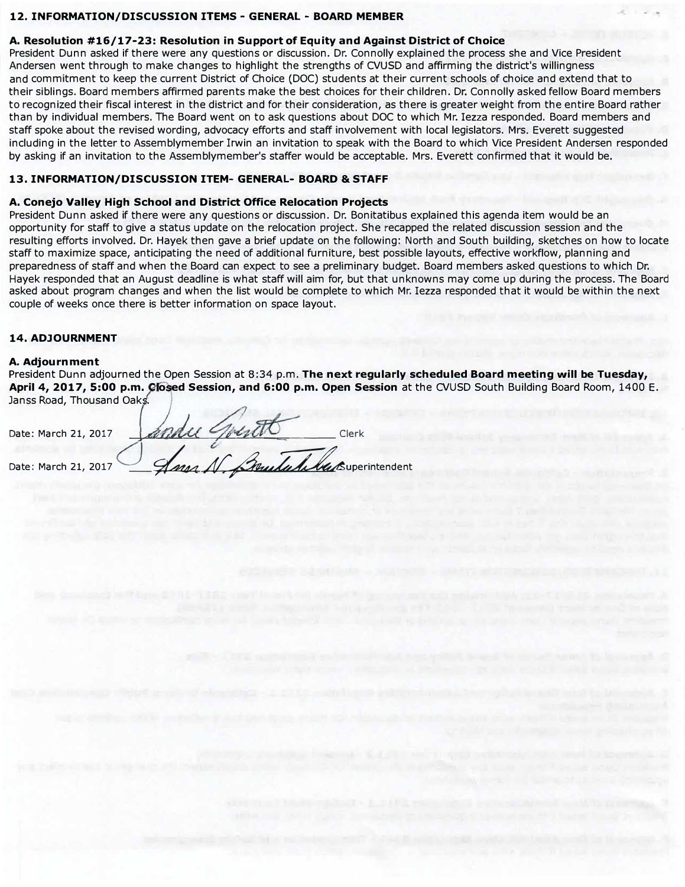## 12. INFORMATION/DISCUSSION ITEMS - GENERAL - BOARD MEMBER

### A. Resolution #16/17-23: Resolution in Support of Equity and Against District of Choice

President Dunn asked if there were any questions or discussion. Dr. Connolly explained the process she and Vice President Andersen went through to make changes to highlight the strengths of CVUSD and affirming the district's willingness and commitment to keep the current District of Choice (DOC) students at their current schools of choice and extend that to their siblings. Board members affirmed parents make the best choices for their children. Dr. Connolly asked fellow Board members to recognized their fiscal interest in the district and for their consideration, as there is greater weight from the entire Board rather than by individual members. The Board went on to ask questions about DOC to which Mr. Iezza responded. Board members and staff spoke about the revised wording, advocacy efforts and staff involvement with local legislators. Mrs. Everett suggested including in the letter to Assemblymember Irwin an invitation to speak with the Board to which Vice President Andersen responded by asking if an invitation to the Assemblymember's staffer would be acceptable. Mrs. Everett confirmed that it would be.

## 13. INFORMATION/DISCUSSION ITEM- GENERAL- BOARD & STAFF

### A. Conejo Valley High School and District Office Relocation Projects

President Dunn asked if there were any questions or discussion. Dr. Bonitatibus explained this agenda item would be an opportunity for staff to give a status update on the relocation project. She recapped the related discussion session and the resulting efforts involved. Dr. Hayek then gave a brief update on the following: North and South building, sketches on how to locate staff to maximize space, anticipating the need of additional furniture, best possible layouts, effective workflow, planning and preparedness of staff and when the Board can expect to see a preliminary budget. Board members asked questions to which Dr. Hayek responded that an August deadline is what staff will aim for, but that unknowns may come up during the process. The Board asked about program changes and when the list would be complete to which Mr. Iezza responded that it would be within the next couple of weeks once there is better information on space layout.

## 14. ADJOURNMENT

### A. Adjournment

President Dunn adjourned the Open Session at 8:34 p.m. **The next regularly scheduled Board meeting will be Tuesday, April 4, 2017, 5:00 p.m. Closed Session, and 6:00 p.m. Open Session** at the CVUSD South Building Board Room, 1400 E. Janss Road, Thousand Oaks.

Date: March 21, 2017 ______________________ Clerk

Date: March 21, 2017 ______________________ Superintendent